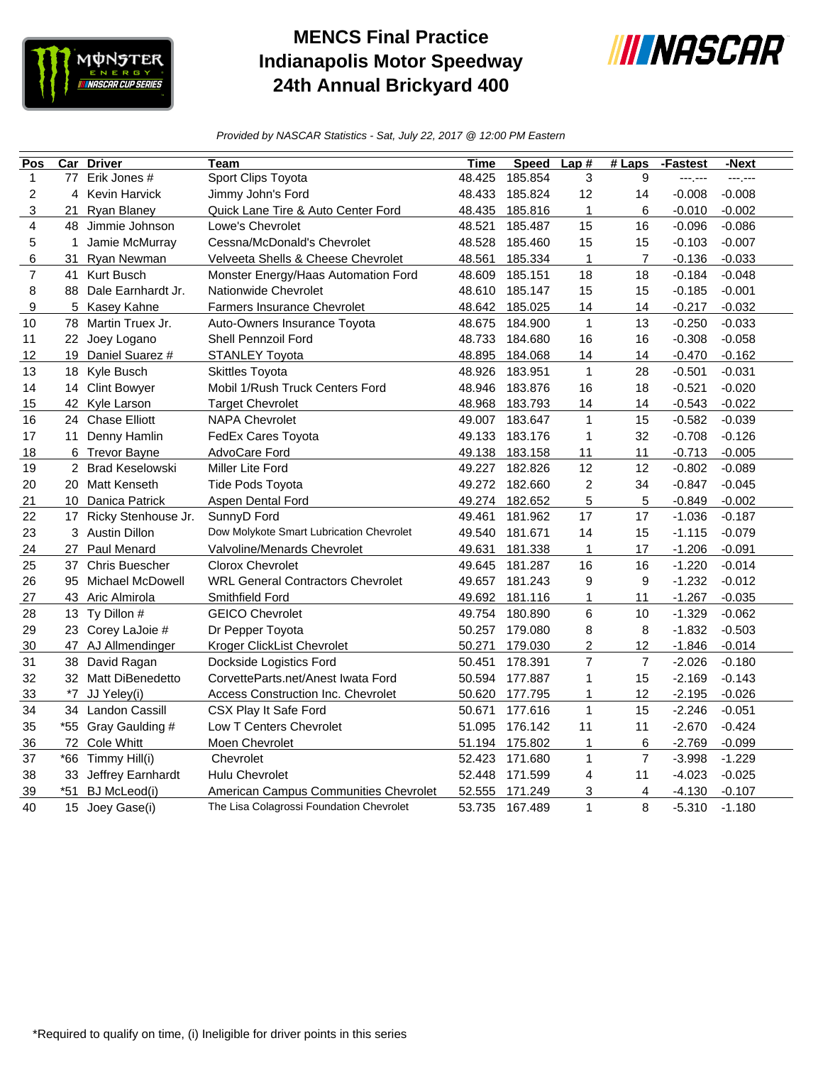# MENCS Final Practice
# Indianapolis Motor Speedway
# 24th Annual Brickyard 400

*Provided by NASCAR Statistics - Sat, July 22, 2017 @ 12:00 PM Eastern*

| Pos | Car | Driver | Team | Time | Speed | Lap # | # Laps | -Fastest | -Next |
|---|---|---|---|---|---|---|---|---|---|
| 1 | 77 | Erik Jones # | Sport Clips Toyota | 48.425 | 185.854 | 3 | 9 | ---.--- | ---.--- |
| 2 | 4 | Kevin Harvick | Jimmy John's Ford | 48.433 | 185.824 | 12 | 14 | -0.008 | -0.008 |
| 3 | 21 | Ryan Blaney | Quick Lane Tire & Auto Center Ford | 48.435 | 185.816 | 1 | 6 | -0.010 | -0.002 |
| 4 | 48 | Jimmie Johnson | Lowe's Chevrolet | 48.521 | 185.487 | 15 | 16 | -0.096 | -0.086 |
| 5 | 1 | Jamie McMurray | Cessna/McDonald's Chevrolet | 48.528 | 185.460 | 15 | 15 | -0.103 | -0.007 |
| 6 | 31 | Ryan Newman | Velveeta Shells & Cheese Chevrolet | 48.561 | 185.334 | 1 | 7 | -0.136 | -0.033 |
| 7 | 41 | Kurt Busch | Monster Energy/Haas Automation Ford | 48.609 | 185.151 | 18 | 18 | -0.184 | -0.048 |
| 8 | 88 | Dale Earnhardt Jr. | Nationwide Chevrolet | 48.610 | 185.147 | 15 | 15 | -0.185 | -0.001 |
| 9 | 5 | Kasey Kahne | Farmers Insurance Chevrolet | 48.642 | 185.025 | 14 | 14 | -0.217 | -0.032 |
| 10 | 78 | Martin Truex Jr. | Auto-Owners Insurance Toyota | 48.675 | 184.900 | 1 | 13 | -0.250 | -0.033 |
| 11 | 22 | Joey Logano | Shell Pennzoil Ford | 48.733 | 184.680 | 16 | 16 | -0.308 | -0.058 |
| 12 | 19 | Daniel Suarez # | STANLEY Toyota | 48.895 | 184.068 | 14 | 14 | -0.470 | -0.162 |
| 13 | 18 | Kyle Busch | Skittles Toyota | 48.926 | 183.951 | 1 | 28 | -0.501 | -0.031 |
| 14 | 14 | Clint Bowyer | Mobil 1/Rush Truck Centers Ford | 48.946 | 183.876 | 16 | 18 | -0.521 | -0.020 |
| 15 | 42 | Kyle Larson | Target Chevrolet | 48.968 | 183.793 | 14 | 14 | -0.543 | -0.022 |
| 16 | 24 | Chase Elliott | NAPA Chevrolet | 49.007 | 183.647 | 1 | 15 | -0.582 | -0.039 |
| 17 | 11 | Denny Hamlin | FedEx Cares Toyota | 49.133 | 183.176 | 1 | 32 | -0.708 | -0.126 |
| 18 | 6 | Trevor Bayne | AdvoCare Ford | 49.138 | 183.158 | 11 | 11 | -0.713 | -0.005 |
| 19 | 2 | Brad Keselowski | Miller Lite Ford | 49.227 | 182.826 | 12 | 12 | -0.802 | -0.089 |
| 20 | 20 | Matt Kenseth | Tide Pods Toyota | 49.272 | 182.660 | 2 | 34 | -0.847 | -0.045 |
| 21 | 10 | Danica Patrick | Aspen Dental Ford | 49.274 | 182.652 | 5 | 5 | -0.849 | -0.002 |
| 22 | 17 | Ricky Stenhouse Jr. | SunnyD Ford | 49.461 | 181.962 | 17 | 17 | -1.036 | -0.187 |
| 23 | 3 | Austin Dillon | Dow Molykote Smart Lubrication Chevrolet | 49.540 | 181.671 | 14 | 15 | -1.115 | -0.079 |
| 24 | 27 | Paul Menard | Valvoline/Menards Chevrolet | 49.631 | 181.338 | 1 | 17 | -1.206 | -0.091 |
| 25 | 37 | Chris Buescher | Clorox Chevrolet | 49.645 | 181.287 | 16 | 16 | -1.220 | -0.014 |
| 26 | 95 | Michael McDowell | WRL General Contractors Chevrolet | 49.657 | 181.243 | 9 | 9 | -1.232 | -0.012 |
| 27 | 43 | Aric Almirola | Smithfield Ford | 49.692 | 181.116 | 1 | 11 | -1.267 | -0.035 |
| 28 | 13 | Ty Dillon # | GEICO Chevrolet | 49.754 | 180.890 | 6 | 10 | -1.329 | -0.062 |
| 29 | 23 | Corey LaJoie # | Dr Pepper Toyota | 50.257 | 179.080 | 8 | 8 | -1.832 | -0.503 |
| 30 | 47 | AJ Allmendinger | Kroger ClickList Chevrolet | 50.271 | 179.030 | 2 | 12 | -1.846 | -0.014 |
| 31 | 38 | David Ragan | Dockside Logistics Ford | 50.451 | 178.391 | 7 | 7 | -2.026 | -0.180 |
| 32 | 32 | Matt DiBenedetto | CorvetteParts.net/Anest Iwata Ford | 50.594 | 177.887 | 1 | 15 | -2.169 | -0.143 |
| 33 | *7 | JJ Yeley(i) | Access Construction Inc. Chevrolet | 50.620 | 177.795 | 1 | 12 | -2.195 | -0.026 |
| 34 | 34 | Landon Cassill | CSX Play It Safe Ford | 50.671 | 177.616 | 1 | 15 | -2.246 | -0.051 |
| 35 | *55 | Gray Gaulding # | Low T Centers Chevrolet | 51.095 | 176.142 | 11 | 11 | -2.670 | -0.424 |
| 36 | 72 | Cole Whitt | Moen Chevrolet | 51.194 | 175.802 | 1 | 6 | -2.769 | -0.099 |
| 37 | *66 | Timmy Hill(i) | Chevrolet | 52.423 | 171.680 | 1 | 7 | -3.998 | -1.229 |
| 38 | 33 | Jeffrey Earnhardt | Hulu Chevrolet | 52.448 | 171.599 | 4 | 11 | -4.023 | -0.025 |
| 39 | *51 | BJ McLeod(i) | American Campus Communities Chevrolet | 52.555 | 171.249 | 3 | 4 | -4.130 | -0.107 |
| 40 | 15 | Joey Gase(i) | The Lisa Colagrossi Foundation Chevrolet | 53.735 | 167.489 | 1 | 8 | -5.310 | -1.180 |

*Required to qualify on time, (i) Ineligible for driver points in this series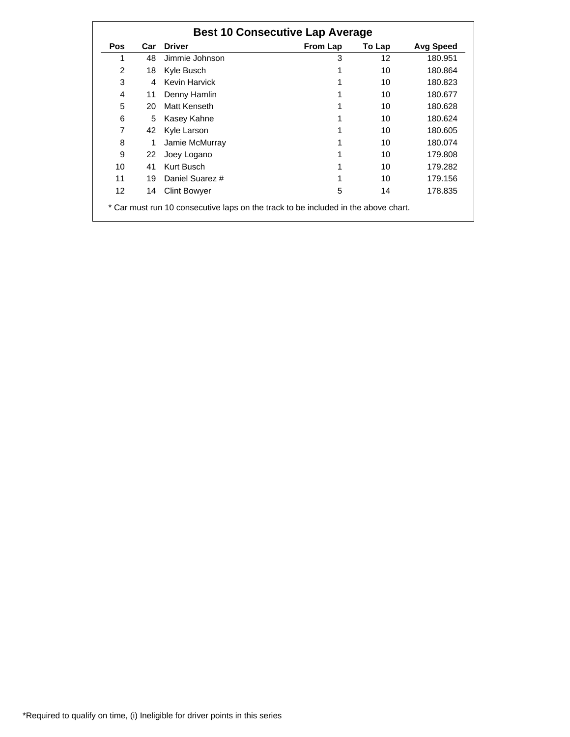## Best 10 Consecutive Lap Average

| Pos | Car | Driver | From Lap | To Lap | Avg Speed |
|---|---|---|---|---|---|
| 1 | 48 | Jimmie Johnson | 3 | 12 | 180.951 |
| 2 | 18 | Kyle Busch | 1 | 10 | 180.864 |
| 3 | 4 | Kevin Harvick | 1 | 10 | 180.823 |
| 4 | 11 | Denny Hamlin | 1 | 10 | 180.677 |
| 5 | 20 | Matt Kenseth | 1 | 10 | 180.628 |
| 6 | 5 | Kasey Kahne | 1 | 10 | 180.624 |
| 7 | 42 | Kyle Larson | 1 | 10 | 180.605 |
| 8 | 1 | Jamie McMurray | 1 | 10 | 180.074 |
| 9 | 22 | Joey Logano | 1 | 10 | 179.808 |
| 10 | 41 | Kurt Busch | 1 | 10 | 179.282 |
| 11 | 19 | Daniel Suarez # | 1 | 10 | 179.156 |
| 12 | 14 | Clint Bowyer | 5 | 14 | 178.835 |

* Car must run 10 consecutive laps on the track to be included in the above chart.

*Required to qualify on time, (i) Ineligible for driver points in this series